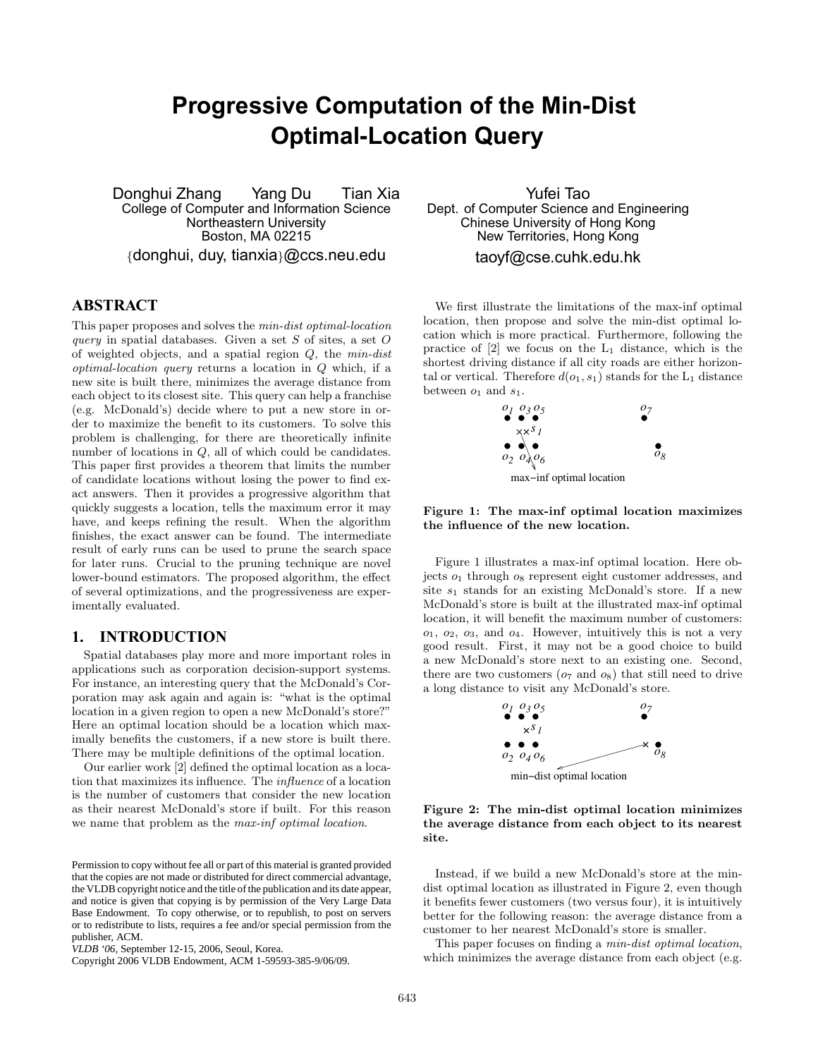# Progressive Computation of the Min-Dist Optimal-Location Query

Donghui Zhang Yang Du Tian Xia
College of Computer and Information Science
Northeastern University
Boston, MA 02215
{donghui, duy, tianxia}@ccs.neu.edu

Yufei Tao
Dept. of Computer Science and Engineering
Chinese University of Hong Kong
New Territories, Hong Kong
taoyf@cse.cuhk.edu.hk

## ABSTRACT

This paper proposes and solves the *min-dist optimal-location query* in spatial databases. Given a set $S$ of sites, a set $O$ of weighted objects, and a spatial region $Q$, the *min-dist optimal-location query* returns a location in $Q$ which, if a new site is built there, minimizes the average distance from each object to its closest site. This query can help a franchise (e.g. McDonald's) decide where to put a new store in order to maximize the benefit to its customers. To solve this problem is challenging, for there are theoretically infinite number of locations in $Q$, all of which could be candidates. This paper first provides a theorem that limits the number of candidate locations without losing the power to find exact answers. Then it provides a progressive algorithm that quickly suggests a location, tells the maximum error it may have, and keeps refining the result. When the algorithm finishes, the exact answer can be found. The intermediate result of early runs can be used to prune the search space for later runs. Crucial to the pruning technique are novel lower-bound estimators. The proposed algorithm, the effect of several optimizations, and the progressiveness are experimentally evaluated.

## 1. INTRODUCTION

Spatial databases play more and more important roles in applications such as corporation decision-support systems. For instance, an interesting query that the McDonald's Corporation may ask again and again is: "what is the optimal location in a given region to open a new McDonald's store?" Here an optimal location should be a location which maximally benefits the customers, if a new store is built there. There may be multiple definitions of the optimal location.

Our earlier work [2] defined the optimal location as a location that maximizes its influence. The *influence* of a location is the number of customers that consider the new location as their nearest McDonald's store if built. For this reason we name that problem as the *max-inf optimal location*.

Permission to copy without fee all or part of this material is granted provided that the copies are not made or distributed for direct commercial advantage, the VLDB copyright notice and the title of the publication and its date appear, and notice is given that copying is by permission of the Very Large Data Base Endowment. To copy otherwise, or to republish, to post on servers or to redistribute to lists, requires a fee and/or special permission from the publisher, ACM.
*VLDB '06*, September 12-15, 2006, Seoul, Korea.
Copyright 2006 VLDB Endowment, ACM 1-59593-385-9/06/09.

We first illustrate the limitations of the max-inf optimal location, then propose and solve the min-dist optimal location which is more practical. Furthermore, following the practice of [2] we focus on the $L_1$ distance, which is the shortest driving distance if all city roads are either horizontal or vertical. Therefore $d(o_1, s_1)$ stands for the $L_1$ distance between $o_1$ and $s_1$.

**Figure 1: The max-inf optimal location maximizes the influence of the new location.**

Figure 1 illustrates a max-inf optimal location. Here objects $o_1$ through $o_8$ represent eight customer addresses, and site $s_1$ stands for an existing McDonald's store. If a new McDonald's store is built at the illustrated max-inf optimal location, it will benefit the maximum number of customers: $o_1$, $o_2$, $o_3$, and $o_4$. However, intuitively this is not a very good result. First, it may not be a good choice to build a new McDonald's store next to an existing one. Second, there are two customers ($o_7$ and $o_8$) that still need to drive a long distance to visit any McDonald's store.

**Figure 2: The min-dist optimal location minimizes the average distance from each object to its nearest site.**

Instead, if we build a new McDonald's store at the min-dist optimal location as illustrated in Figure 2, even though it benefits fewer customers (two versus four), it is intuitively better for the following reason: the average distance from a customer to her nearest McDonald's store is smaller.

This paper focuses on finding a *min-dist optimal location*, which minimizes the average distance from each object (e.g.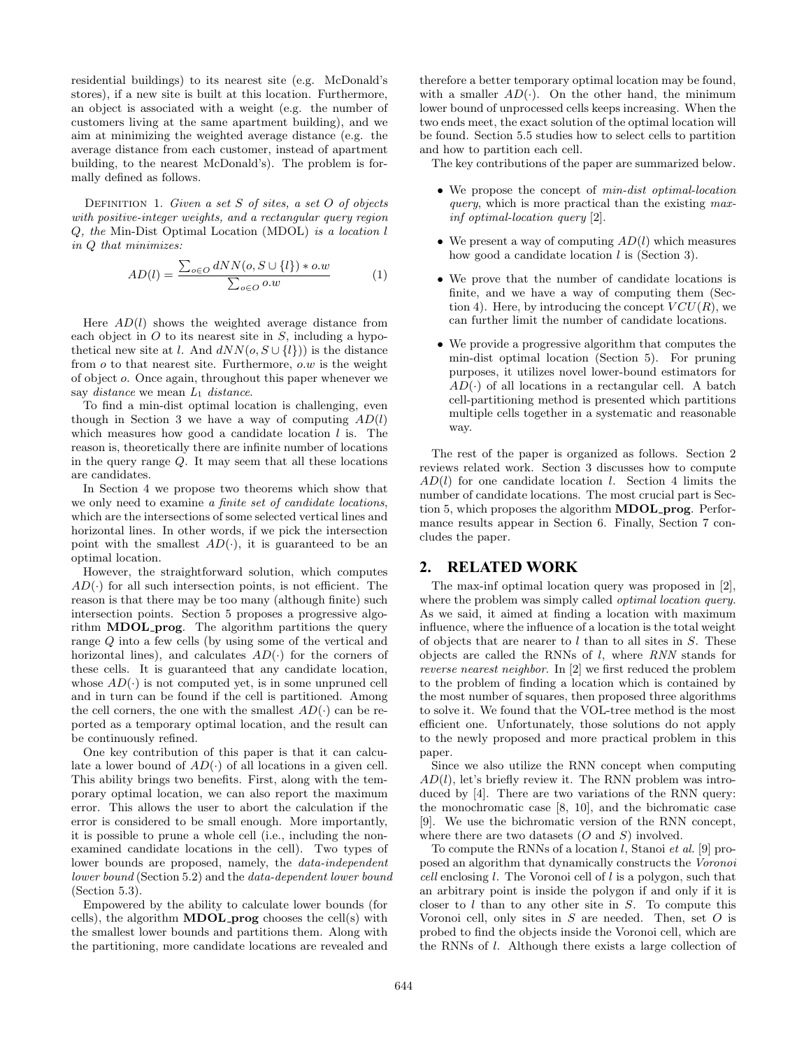residential buildings) to its nearest site (e.g. McDonald's stores), if a new site is built at this location. Furthermore, an object is associated with a weight (e.g. the number of customers living at the same apartment building), and we aim at minimizing the weighted average distance (e.g. the average distance from each customer, instead of apartment building, to the nearest McDonald's). The problem is formally defined as follows.

Definition 1. *Given a set $S$ of sites, a set $O$ of objects with positive-integer weights, and a rectangular query region $Q$, the* Min-Dist Optimal Location (MDOL) *is a location $l$ in $Q$ that minimizes:*

$$AD(l) = \frac{\sum_{o \in O} dNN(o, S \cup \{l\}) * o.w}{\sum_{o \in O} o.w} \quad (1)$$

Here $AD(l)$ shows the weighted average distance from each object in $O$ to its nearest site in $S$, including a hypothetical new site at $l$. And $dNN(o, S \cup \{l\})$ is the distance from $o$ to that nearest site. Furthermore, $o.w$ is the weight of object $o$. Once again, throughout this paper whenever we say *distance* we mean $L_1$ *distance*.

To find a min-dist optimal location is challenging, even though in Section 3 we have a way of computing $AD(l)$ which measures how good a candidate location $l$ is. The reason is, theoretically there are infinite number of locations in the query range $Q$. It may seem that all these locations are candidates.

In Section 4 we propose two theorems which show that we only need to examine *a finite set of candidate locations*, which are the intersections of some selected vertical lines and horizontal lines. In other words, if we pick the intersection point with the smallest $AD(\cdot)$, it is guaranteed to be an optimal location.

However, the straightforward solution, which computes $AD(\cdot)$ for all such intersection points, is not efficient. The reason is that there may be too many (although finite) such intersection points. Section 5 proposes a progressive algorithm **MDOL_prog**. The algorithm partitions the query range $Q$ into a few cells (by using some of the vertical and horizontal lines), and calculates $AD(\cdot)$ for the corners of these cells. It is guaranteed that any candidate location, whose $AD(\cdot)$ is not computed yet, is in some unpruned cell and in turn can be found if the cell is partitioned. Among the cell corners, the one with the smallest $AD(\cdot)$ can be reported as a temporary optimal location, and the result can be continuously refined.

One key contribution of this paper is that it can calculate a lower bound of $AD(\cdot)$ of all locations in a given cell. This ability brings two benefits. First, along with the temporary optimal location, we can also report the maximum error. This allows the user to abort the calculation if the error is considered to be small enough. More importantly, it is possible to prune a whole cell (i.e., including the non-examined candidate locations in the cell). Two types of lower bounds are proposed, namely, the *data-independent lower bound* (Section 5.2) and the *data-dependent lower bound* (Section 5.3).

Empowered by the ability to calculate lower bounds (for cells), the algorithm **MDOL_prog** chooses the cell(s) with the smallest lower bounds and partitions them. Along with the partitioning, more candidate locations are revealed and therefore a better temporary optimal location may be found, with a smaller $AD(\cdot)$. On the other hand, the minimum lower bound of unprocessed cells keeps increasing. When the two ends meet, the exact solution of the optimal location will be found. Section 5.5 studies how to select cells to partition and how to partition each cell.

The key contributions of the paper are summarized below.

- We propose the concept of *min-dist optimal-location query*, which is more practical than the existing *max-inf optimal-location query* [2].
- We present a way of computing $AD(l)$ which measures how good a candidate location $l$ is (Section 3).
- We prove that the number of candidate locations is finite, and we have a way of computing them (Section 4). Here, by introducing the concept $VCU(R)$, we can further limit the number of candidate locations.
- We provide a progressive algorithm that computes the min-dist optimal location (Section 5). For pruning purposes, it utilizes novel lower-bound estimators for $AD(\cdot)$ of all locations in a rectangular cell. A batch cell-partitioning method is presented which partitions multiple cells together in a systematic and reasonable way.

The rest of the paper is organized as follows. Section 2 reviews related work. Section 3 discusses how to compute $AD(l)$ for one candidate location $l$. Section 4 limits the number of candidate locations. The most crucial part is Section 5, which proposes the algorithm **MDOL_prog**. Performance results appear in Section 6. Finally, Section 7 concludes the paper.

## 2. RELATED WORK

The max-inf optimal location query was proposed in [2], where the problem was simply called *optimal location query*. As we said, it aimed at finding a location with maximum influence, where the influence of a location is the total weight of objects that are nearer to $l$ than to all sites in $S$. These objects are called the RNNs of $l$, where *RNN* stands for *reverse nearest neighbor*. In [2] we first reduced the problem to the problem of finding a location which is contained by the most number of squares, then proposed three algorithms to solve it. We found that the VOL-tree method is the most efficient one. Unfortunately, those solutions do not apply to the newly proposed and more practical problem in this paper.

Since we also utilize the RNN concept when computing $AD(l)$, let's briefly review it. The RNN problem was introduced by [4]. There are two variations of the RNN query: the monochromatic case [8, 10], and the bichromatic case [9]. We use the bichromatic version of the RNN concept, where there are two datasets ($O$ and $S$) involved.

To compute the RNNs of a location $l$, Stanoi *et al.* [9] proposed an algorithm that dynamically constructs the *Voronoi cell* enclosing $l$. The Voronoi cell of $l$ is a polygon, such that an arbitrary point is inside the polygon if and only if it is closer to $l$ than to any other site in $S$. To compute this Voronoi cell, only sites in $S$ are needed. Then, set $O$ is probed to find the objects inside the Voronoi cell, which are the RNNs of $l$. Although there exists a large collection of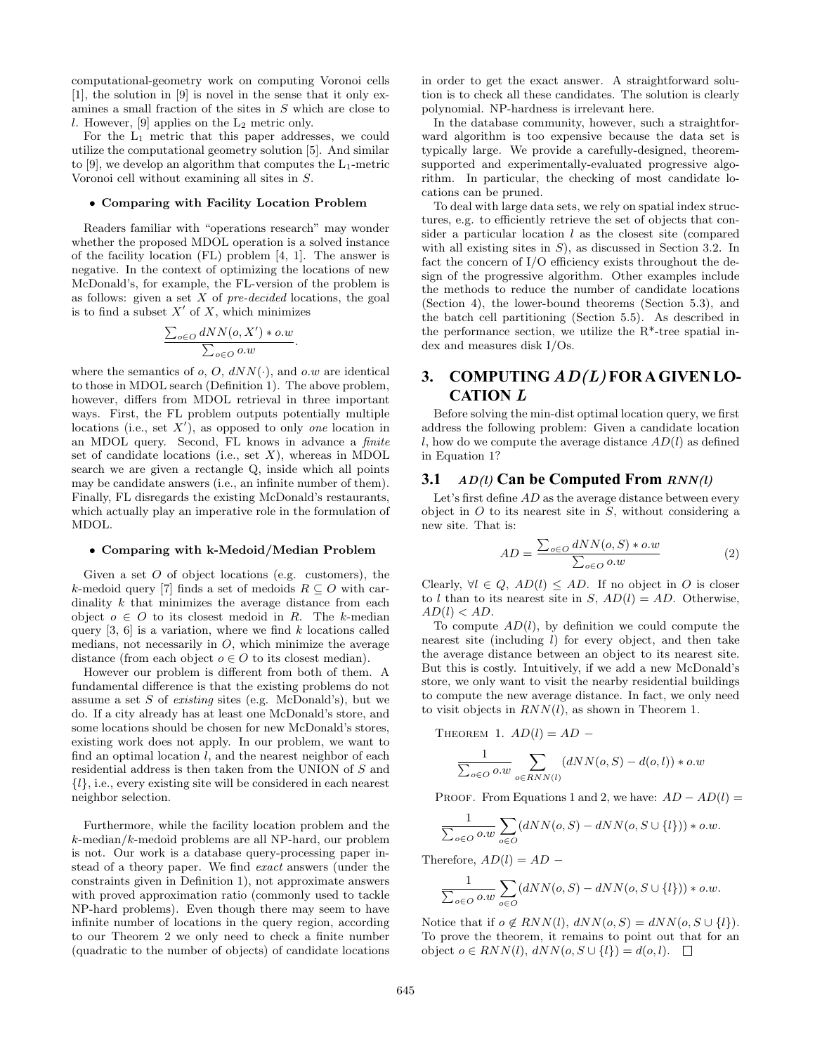computational-geometry work on computing Voronoi cells [1], the solution in [9] is novel in the sense that it only examines a small fraction of the sites in $S$ which are close to $l$. However, [9] applies on the $L_2$ metric only.

For the $L_1$ metric that this paper addresses, we could utilize the computational geometry solution [5]. And similar to [9], we develop an algorithm that computes the $L_1$-metric Voronoi cell without examining all sites in $S$.

- **Comparing with Facility Location Problem**

Readers familiar with "operations research" may wonder whether the proposed MDOL operation is a solved instance of the facility location (FL) problem [4, 1]. The answer is negative. In the context of optimizing the locations of new McDonald's, for example, the FL-version of the problem is as follows: given a set $X$ of *pre-decided* locations, the goal is to find a subset $X'$ of $X$, which minimizes

$$\frac{\sum_{o \in O} dNN(o, X') * o.w}{\sum_{o \in O} o.w}.$$

where the semantics of $o$, $O$, $dNN(\cdot)$, and $o.w$ are identical to those in MDOL search (Definition 1). The above problem, however, differs from MDOL retrieval in three important ways. First, the FL problem outputs potentially multiple locations (i.e., set $X'$), as opposed to only *one* location in an MDOL query. Second, FL knows in advance a *finite* set of candidate locations (i.e., set $X$), whereas in MDOL search we are given a rectangle Q, inside which all points may be candidate answers (i.e., an infinite number of them). Finally, FL disregards the existing McDonald's restaurants, which actually play an imperative role in the formulation of MDOL.

- **Comparing with k-Medoid/Median Problem**

Given a set $O$ of object locations (e.g. customers), the $k$-medoid query [7] finds a set of medoids $R \subseteq O$ with cardinality $k$ that minimizes the average distance from each object $o \in O$ to its closest medoid in $R$. The $k$-median query [3, 6] is a variation, where we find $k$ locations called medians, not necessarily in $O$, which minimize the average distance (from each object $o \in O$ to its closest median).

However our problem is different from both of them. A fundamental difference is that the existing problems do not assume a set $S$ of *existing* sites (e.g. McDonald's), but we do. If a city already has at least one McDonald's store, and some locations should be chosen for new McDonald's stores, existing work does not apply. In our problem, we want to find an optimal location $l$, and the nearest neighbor of each residential address is then taken from the UNION of $S$ and $\{l\}$, i.e., every existing site will be considered in each nearest neighbor selection.

Furthermore, while the facility location problem and the $k$-median/$k$-medoid problems are all NP-hard, our problem is not. Our work is a database query-processing paper instead of a theory paper. We find *exact* answers (under the constraints given in Definition 1), not approximate answers with proved approximation ratio (commonly used to tackle NP-hard problems). Even though there may seem to have infinite number of locations in the query region, according to our Theorem 2 we only need to check a finite number (quadratic to the number of objects) of candidate locations in order to get the exact answer. A straightforward solution is to check all these candidates. The solution is clearly polynomial. NP-hardness is irrelevant here.

In the database community, however, such a straightforward algorithm is too expensive because the data set is typically large. We provide a carefully-designed, theorem-supported and experimentally-evaluated progressive algorithm. In particular, the checking of most candidate locations can be pruned.

To deal with large data sets, we rely on spatial index structures, e.g. to efficiently retrieve the set of objects that consider a particular location $l$ as the closest site (compared with all existing sites in $S$), as discussed in Section 3.2. In fact the concern of I/O efficiency exists throughout the design of the progressive algorithm. Other examples include the methods to reduce the number of candidate locations (Section 4), the lower-bound theorems (Section 5.3), and the batch cell partitioning (Section 5.5). As described in the performance section, we utilize the R*-tree spatial index and measures disk I/Os.

# 3. COMPUTING $AD(L)$ FOR A GIVEN LOCATION $L$

Before solving the min-dist optimal location query, we first address the following problem: Given a candidate location $l$, how do we compute the average distance $AD(l)$ as defined in Equation 1?

## 3.1 $AD(l)$ Can be Computed From $RNN(l)$

Let's first define $AD$ as the average distance between every object in $O$ to its nearest site in $S$, without considering a new site. That is:

$$AD = \frac{\sum_{o \in O} dNN(o, S) * o.w}{\sum_{o \in O} o.w} \tag{2}$$

Clearly, $\forall l \in Q$, $AD(l) \leq AD$. If no object in $O$ is closer to $l$ than to its nearest site in $S$, $AD(l) = AD$. Otherwise, $AD(l) < AD$.

To compute $AD(l)$, by definition we could compute the nearest site (including $l$) for every object, and then take the average distance between an object to its nearest site. But this is costly. Intuitively, if we add a new McDonald's store, we only want to visit the nearby residential buildings to compute the new average distance. In fact, we only need to visit objects in $RNN(l)$, as shown in Theorem 1.

THEOREM 1. $AD(l) = AD -$

$$\frac{1}{\sum_{o \in O} o.w} \sum_{o \in RNN(l)} (dNN(o, S) - d(o, l)) * o.w$$

PROOF. From Equations 1 and 2, we have: $AD - AD(l) =$

$$\frac{1}{\sum_{o \in O} o.w} \sum_{o \in O} (dNN(o, S) - dNN(o, S \cup \{l\})) * o.w.$$

Therefore, $AD(l) = AD -$

$$\frac{1}{\sum_{o \in O} o.w} \sum_{o \in O} (dNN(o, S) - dNN(o, S \cup \{l\})) * o.w.$$

Notice that if $o \notin RNN(l)$, $dNN(o, S) = dNN(o, S \cup \{l\})$. To prove the theorem, it remains to point out that for an object $o \in RNN(l)$, $dNN(o, S \cup \{l\}) = d(o, l)$. □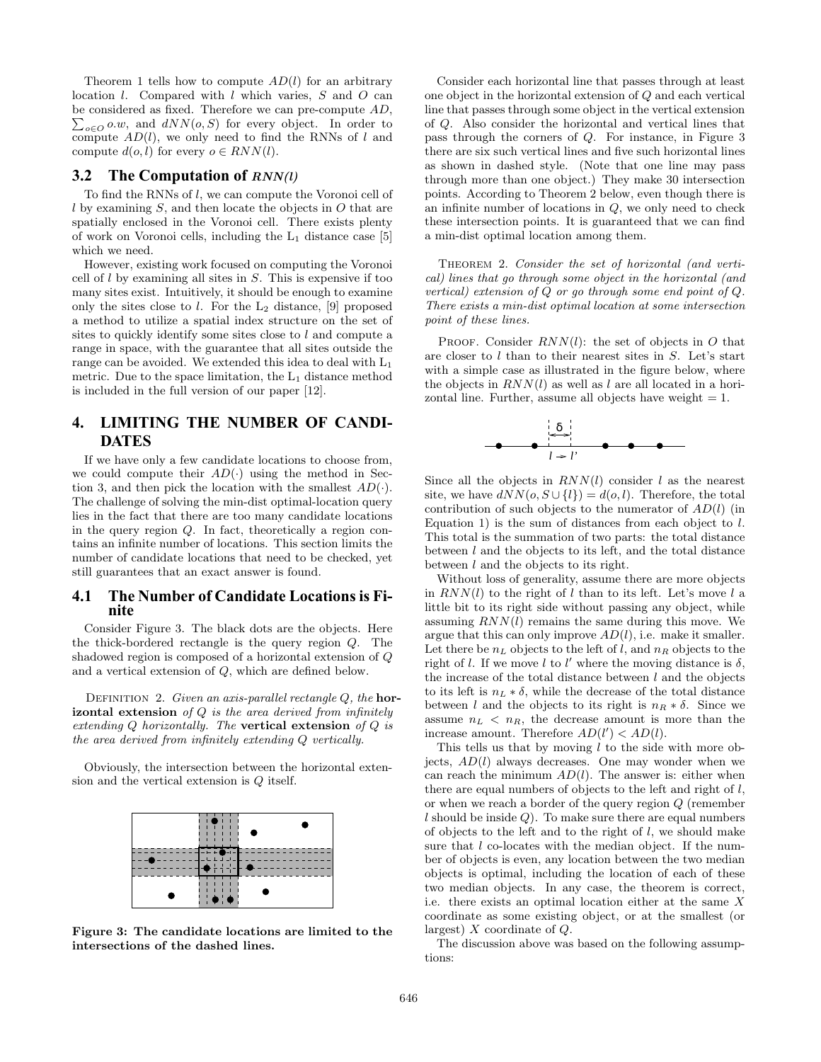Theorem 1 tells how to compute $AD(l)$ for an arbitrary location $l$. Compared with $l$ which varies, $S$ and $O$ can be considered as fixed. Therefore we can pre-compute $AD$, $\sum_{o \in O} o.w$, and $dNN(o, S)$ for every object. In order to compute $AD(l)$, we only need to find the RNNs of $l$ and compute $d(o, l)$ for every $o \in RNN(l)$.

### 3.2 The Computation of *RNN(l)*

To find the RNNs of $l$, we can compute the Voronoi cell of $l$ by examining $S$, and then locate the objects in $O$ that are spatially enclosed in the Voronoi cell. There exists plenty of work on Voronoi cells, including the $L_1$ distance case [5] which we need.

However, existing work focused on computing the Voronoi cell of $l$ by examining all sites in $S$. This is expensive if too many sites exist. Intuitively, it should be enough to examine only the sites close to $l$. For the $L_2$ distance, [9] proposed a method to utilize a spatial index structure on the set of sites to quickly identify some sites close to $l$ and compute a range in space, with the guarantee that all sites outside the range can be avoided. We extended this idea to deal with $L_1$ metric. Due to the space limitation, the $L_1$ distance method is included in the full version of our paper [12].

## 4. LIMITING THE NUMBER OF CANDIDATES

If we have only a few candidate locations to choose from, we could compute their $AD(\cdot)$ using the method in Section 3, and then pick the location with the smallest $AD(\cdot)$. The challenge of solving the min-dist optimal-location query lies in the fact that there are too many candidate locations in the query region $Q$. In fact, theoretically a region contains an infinite number of locations. This section limits the number of candidate locations that need to be checked, yet still guarantees that an exact answer is found.

### 4.1 The Number of Candidate Locations is Finite

Consider Figure 3. The black dots are the objects. Here the thick-bordered rectangle is the query region $Q$. The shadowed region is composed of a horizontal extension of $Q$ and a vertical extension of $Q$, which are defined below.

Definition 2. *Given an axis-parallel rectangle $Q$, the* **horizontal extension** *of $Q$ is the area derived from infinitely extending $Q$ horizontally. The* **vertical extension** *of $Q$ is the area derived from infinitely extending $Q$ vertically.*

Obviously, the intersection between the horizontal extension and the vertical extension is $Q$ itself.

**Figure 3: The candidate locations are limited to the intersections of the dashed lines.**

Consider each horizontal line that passes through at least one object in the horizontal extension of $Q$ and each vertical line that passes through some object in the vertical extension of $Q$. Also consider the horizontal and vertical lines that pass through the corners of $Q$. For instance, in Figure 3 there are six such vertical lines and five such horizontal lines as shown in dashed style. (Note that one line may pass through more than one object.) They make 30 intersection points. According to Theorem 2 below, even though there is an infinite number of locations in $Q$, we only need to check these intersection points. It is guaranteed that we can find a min-dist optimal location among them.

Theorem 2. *Consider the set of horizontal (and vertical) lines that go through some object in the horizontal (and vertical) extension of $Q$ or go through some end point of $Q$. There exists a min-dist optimal location at some intersection point of these lines.*

Proof. Consider $RNN(l)$: the set of objects in $O$ that are closer to $l$ than to their nearest sites in $S$. Let's start with a simple case as illustrated in the figure below, where the objects in $RNN(l)$ as well as $l$ are all located in a horizontal line. Further, assume all objects have weight = 1.

Since all the objects in $RNN(l)$ consider $l$ as the nearest site, we have $dNN(o, S \cup \{l\}) = d(o, l)$. Therefore, the total contribution of such objects to the numerator of $AD(l)$ (in Equation 1) is the sum of distances from each object to $l$. This total is the summation of two parts: the total distance between $l$ and the objects to its left, and the total distance between $l$ and the objects to its right.

Without loss of generality, assume there are more objects in $RNN(l)$ to the right of $l$ than to its left. Let's move $l$ a little bit to its right side without passing any object, while assuming $RNN(l)$ remains the same during this move. We argue that this can only improve $AD(l)$, i.e. make it smaller. Let there be $n_L$ objects to the left of $l$, and $n_R$ objects to the right of $l$. If we move $l$ to $l'$ where the moving distance is $\delta$, the increase of the total distance between $l$ and the objects to its left is $n_L * \delta$, while the decrease of the total distance between $l$ and the objects to its right is $n_R * \delta$. Since we assume $n_L < n_R$, the decrease amount is more than the increase amount. Therefore $AD(l') < AD(l)$.

This tells us that by moving $l$ to the side with more objects, $AD(l)$ always decreases. One may wonder when we can reach the minimum $AD(l)$. The answer is: either when there are equal numbers of objects to the left and right of $l$, or when we reach a border of the query region $Q$ (remember $l$ should be inside $Q$). To make sure there are equal numbers of objects to the left and to the right of $l$, we should make sure that $l$ co-locates with the median object. If the number of objects is even, any location between the two median objects is optimal, including the location of each of these two median objects. In any case, the theorem is correct, i.e. there exists an optimal location either at the same $X$ coordinate as some existing object, or at the smallest (or largest) $X$ coordinate of $Q$.

The discussion above was based on the following assumptions: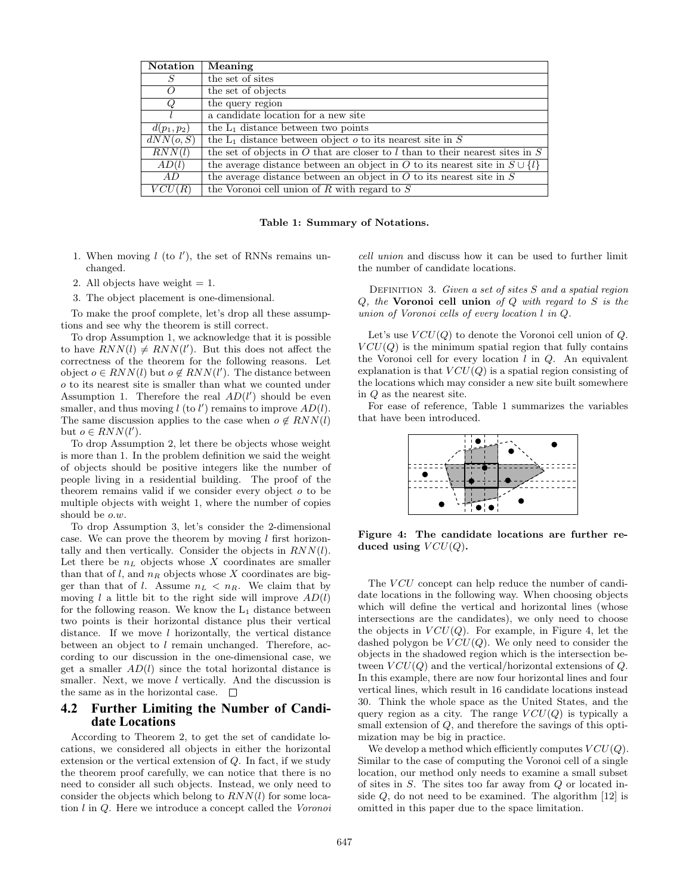| Notation | Meaning |
|---|---|
| $S$ | the set of sites |
| $O$ | the set of objects |
| $Q$ | the query region |
| $l$ | a candidate location for a new site |
| $d(p_1, p_2)$ | the $L_1$ distance between two points |
| $dNN(o, S)$ | the $L_1$ distance between object $o$ to its nearest site in $S$ |
| $RNN(l)$ | the set of objects in $O$ that are closer to $l$ than to their nearest sites in $S$ |
| $AD(l)$ | the average distance between an object in $O$ to its nearest site in $S \cup \{l\}$ |
| $AD$ | the average distance between an object in $O$ to its nearest site in $S$ |
| $VCU(R)$ | the Voronoi cell union of $R$ with regard to $S$ |

**Table 1: Summary of Notations.**

1. When moving $l$ (to $l'$), the set of RNNs remains unchanged.
2. All objects have weight = 1.
3. The object placement is one-dimensional.

To make the proof complete, let's drop all these assumptions and see why the theorem is still correct.

To drop Assumption 1, we acknowledge that it is possible to have $RNN(l) \neq RNN(l')$. But this does not affect the correctness of the theorem for the following reasons. Let object $o \in RNN(l)$ but $o \notin RNN(l')$. The distance between $o$ to its nearest site is smaller than what we counted under Assumption 1. Therefore the real $AD(l')$ should be even smaller, and thus moving $l$ (to $l'$) remains to improve $AD(l)$. The same discussion applies to the case when $o \notin RNN(l)$ but $o \in RNN(l')$.

To drop Assumption 2, let there be objects whose weight is more than 1. In the problem definition we said the weight of objects should be positive integers like the number of people living in a residential building. The proof of the theorem remains valid if we consider every object $o$ to be multiple objects with weight 1, where the number of copies should be $o.w$.

To drop Assumption 3, let's consider the 2-dimensional case. We can prove the theorem by moving $l$ first horizontally and then vertically. Consider the objects in $RNN(l)$. Let there be $n_L$ objects whose $X$ coordinates are smaller than that of $l$, and $n_R$ objects whose $X$ coordinates are bigger than that of $l$. Assume $n_L < n_R$. We claim that by moving $l$ a little bit to the right side will improve $AD(l)$ for the following reason. We know the $L_1$ distance between two points is their horizontal distance plus their vertical distance. If we move $l$ horizontally, the vertical distance between an object to $l$ remain unchanged. Therefore, according to our discussion in the one-dimensional case, we get a smaller $AD(l)$ since the total horizontal distance is smaller. Next, we move $l$ vertically. And the discussion is the same as in the horizontal case. □

## 4.2 Further Limiting the Number of Candidate Locations

According to Theorem 2, to get the set of candidate locations, we considered all objects in either the horizontal extension or the vertical extension of $Q$. In fact, if we study the theorem proof carefully, we can notice that there is no need to consider all such objects. Instead, we only need to consider the objects which belong to $RNN(l)$ for some location $l$ in $Q$. Here we introduce a concept called the *Voronoi cell union* and discuss how it can be used to further limit the number of candidate locations.

Definition 3. *Given a set of sites $S$ and a spatial region $Q$, the* **Voronoi cell union** *of $Q$ with regard to $S$ is the union of Voronoi cells of every location $l$ in $Q$.*

Let's use $VCU(Q)$ to denote the Voronoi cell union of $Q$. $VCU(Q)$ is the minimum spatial region that fully contains the Voronoi cell for every location $l$ in $Q$. An equivalent explanation is that $VCU(Q)$ is a spatial region consisting of the locations which may consider a new site built somewhere in $Q$ as the nearest site.

For ease of reference, Table 1 summarizes the variables that have been introduced.

**Figure 4: The candidate locations are further reduced using $VCU(Q)$.**

The $VCU$ concept can help reduce the number of candidate locations in the following way. When choosing objects which will define the vertical and horizontal lines (whose intersections are the candidates), we only need to choose the objects in $VCU(Q)$. For example, in Figure 4, let the dashed polygon be $VCU(Q)$. We only need to consider the objects in the shadowed region which is the intersection between $VCU(Q)$ and the vertical/horizontal extensions of $Q$. In this example, there are now four horizontal lines and four vertical lines, which result in 16 candidate locations instead 30. Think the whole space as the United States, and the query region as a city. The range $VCU(Q)$ is typically a small extension of $Q$, and therefore the savings of this optimization may be big in practice.

We develop a method which efficiently computes $VCU(Q)$. Similar to the case of computing the Voronoi cell of a single location, our method only needs to examine a small subset of sites in $S$. The sites too far away from $Q$ or located inside $Q$, do not need to be examined. The algorithm [12] is omitted in this paper due to the space limitation.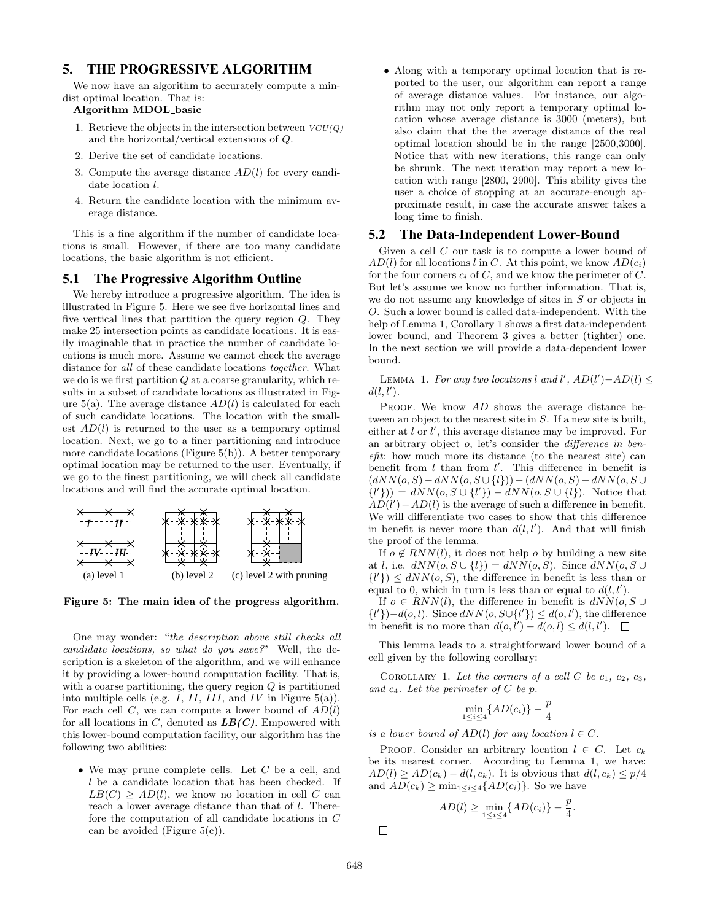## 5. THE PROGRESSIVE ALGORITHM

We now have an algorithm to accurately compute a min-dist optimal location. That is:

**Algorithm MDOL_basic**

1. Retrieve the objects in the intersection between $VCU(Q)$ and the horizontal/vertical extensions of $Q$.
2. Derive the set of candidate locations.
3. Compute the average distance $AD(l)$ for every candidate location $l$.
4. Return the candidate location with the minimum average distance.

This is a fine algorithm if the number of candidate locations is small. However, if there are too many candidate locations, the basic algorithm is not efficient.

### 5.1 The Progressive Algorithm Outline

We hereby introduce a progressive algorithm. The idea is illustrated in Figure 5. Here we see five horizontal lines and five vertical lines that partition the query region $Q$. They make 25 intersection points as candidate locations. It is easily imaginable that in practice the number of candidate locations is much more. Assume we cannot check the average distance for *all* of these candidate locations *together*. What we do is we first partition $Q$ at a coarse granularity, which results in a subset of candidate locations as illustrated in Figure 5(a). The average distance $AD(l)$ is calculated for each of such candidate locations. The location with the smallest $AD(l)$ is returned to the user as a temporary optimal location. Next, we go to a finer partitioning and introduce more candidate locations (Figure 5(b)). A better temporary optimal location may be returned to the user. Eventually, if we go to the finest partitioning, we will check all candidate locations and will find the accurate optimal location.

(a) level 1 (b) level 2 (c) level 2 with pruning

**Figure 5: The main idea of the progress algorithm.**

One may wonder: "*the description above still checks all candidate locations, so what do you save?*" Well, the description is a skeleton of the algorithm, and we will enhance it by providing a lower-bound computation facility. That is, with a coarse partitioning, the query region $Q$ is partitioned into multiple cells (e.g. $I$, $II$, $III$, and $IV$ in Figure 5(a)). For each cell $C$, we can compute a lower bound of $AD(l)$ for all locations in $C$, denoted as ***LB(C)***. Empowered with this lower-bound computation facility, our algorithm has the following two abilities:

- We may prune complete cells. Let $C$ be a cell, and $l$ be a candidate location that has been checked. If $LB(C) \geq AD(l)$, we know no location in cell $C$ can reach a lower average distance than that of $l$. Therefore the computation of all candidate locations in $C$ can be avoided (Figure 5(c)).
- Along with a temporary optimal location that is reported to the user, our algorithm can report a range of average distance values. For instance, our algorithm may not only report a temporary optimal location whose average distance is 3000 (meters), but also claim that the the average distance of the real optimal location should be in the range [2500,3000]. Notice that with new iterations, this range can only be shrunk. The next iteration may report a new location with range [2800, 2900]. This ability gives the user a choice of stopping at an accurate-enough approximate result, in case the accurate answer takes a long time to finish.

### 5.2 The Data-Independent Lower-Bound

Given a cell $C$ our task is to compute a lower bound of $AD(l)$ for all locations $l$ in $C$. At this point, we know $AD(c_i)$ for the four corners $c_i$ of $C$, and we know the perimeter of $C$. But let's assume we know no further information. That is, we do not assume any knowledge of sites in $S$ or objects in $O$. Such a lower bound is called data-independent. With the help of Lemma 1, Corollary 1 shows a first data-independent lower bound, and Theorem 3 gives a better (tighter) one. In the next section we will provide a data-dependent lower bound.

LEMMA 1. *For any two locations $l$ and $l'$, $AD(l') - AD(l) \leq d(l, l')$.*

PROOF. We know $AD$ shows the average distance between an object to the nearest site in $S$. If a new site is built, either at $l$ or $l'$, this average distance may be improved. For an arbitrary object $o$, let's consider the *difference in benefit*: how much more its distance (to the nearest site) can benefit from $l$ than from $l'$. This difference in benefit is $(dNN(o, S) - dNN(o, S \cup \{l\})) - (dNN(o, S) - dNN(o, S \cup \{l'\})) = dNN(o, S \cup \{l'\}) - dNN(o, S \cup \{l\})$. Notice that $AD(l') - AD(l)$ is the average of such a difference in benefit. We will differentiate two cases to show that this difference in benefit is never more than $d(l, l')$. And that will finish the proof of the lemma.

If $o \notin RNN(l)$, it does not help $o$ by building a new site at $l$, i.e. $dNN(o, S \cup \{l\}) = dNN(o, S)$. Since $dNN(o, S \cup \{l'\}) \leq dNN(o, S)$, the difference in benefit is less than or equal to 0, which in turn is less than or equal to $d(l, l')$.

If $o \in RNN(l)$, the difference in benefit is $dNN(o, S \cup \{l'\}) - d(o, l)$. Since $dNN(o, S \cup \{l'\}) \leq d(o, l')$, the difference in benefit is no more than $d(o, l') - d(o, l) \leq d(l, l')$. □

This lemma leads to a straightforward lower bound of a cell given by the following corollary:

COROLLARY 1. *Let the corners of a cell $C$ be $c_1$, $c_2$, $c_3$, and $c_4$. Let the perimeter of $C$ be $p$.*

$$\min_{1 \leq i \leq 4} \{AD(c_i)\} - \frac{p}{4}$$

*is a lower bound of $AD(l)$ for any location $l \in C$.*

PROOF. Consider an arbitrary location $l \in C$. Let $c_k$ be its nearest corner. According to Lemma 1, we have: $AD(l) \geq AD(c_k) - d(l, c_k)$. It is obvious that $d(l, c_k) \leq p/4$ and $AD(c_k) \geq \min_{1 \leq i \leq 4}\{AD(c_i)\}$. So we have

$$AD(l) \geq \min_{1 \leq i \leq 4} \{AD(c_i)\} - \frac{p}{4}.$$

□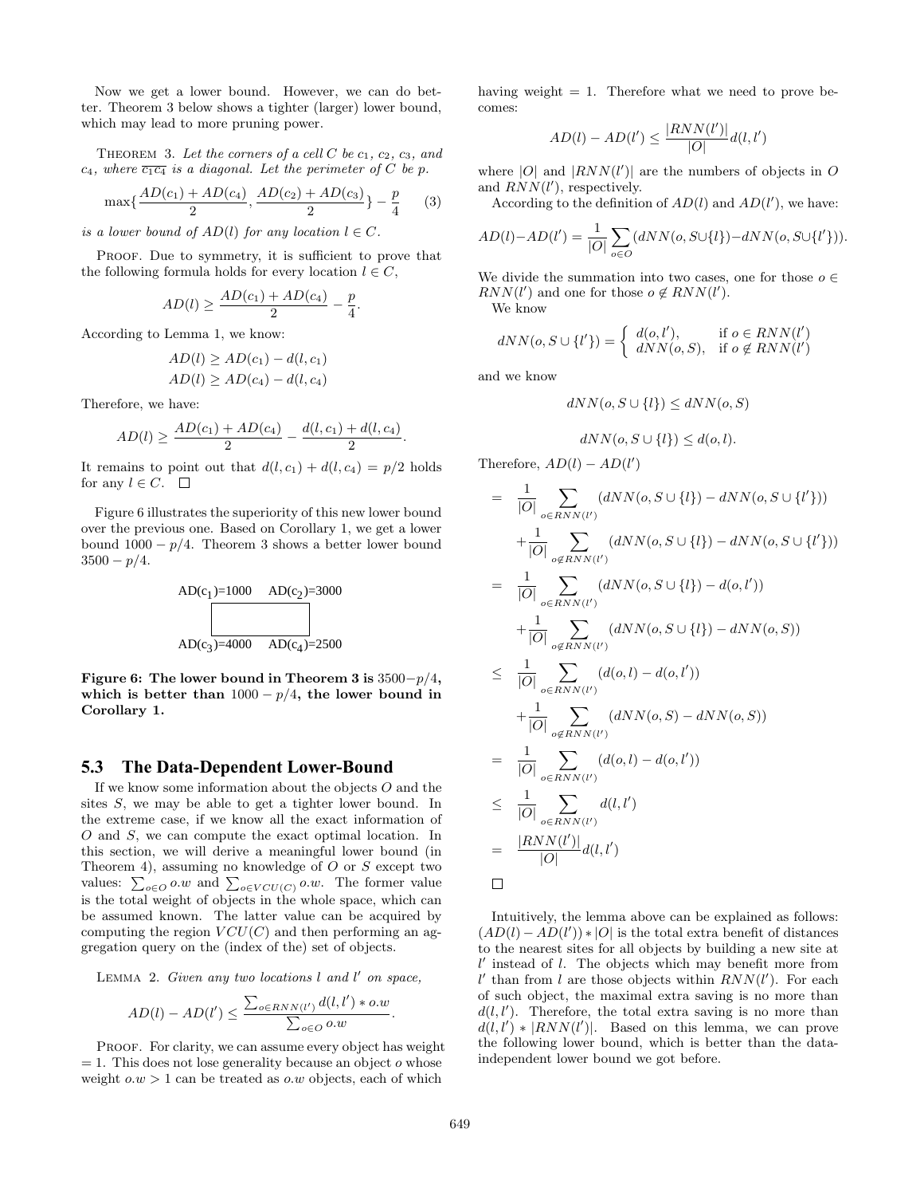Now we get a lower bound. However, we can do better. Theorem 3 below shows a tighter (larger) lower bound, which may lead to more pruning power.

THEOREM 3. *Let the corners of a cell $C$ be $c_1$, $c_2$, $c_3$, and $c_4$, where $\overline{c_1 c_4}$ is a diagonal. Let the perimeter of $C$ be $p$.*

$$\max\{\frac{AD(c_1)+AD(c_4)}{2}, \frac{AD(c_2)+AD(c_3)}{2}\} - \frac{p}{4} \quad (3)$$

*is a lower bound of $AD(l)$ for any location $l \in C$.*

PROOF. Due to symmetry, it is sufficient to prove that the following formula holds for every location $l \in C$,

$$AD(l) \geq \frac{AD(c_1)+AD(c_4)}{2} - \frac{p}{4}.$$

According to Lemma 1, we know:

$$AD(l) \geq AD(c_1) - d(l, c_1)$$
$$AD(l) \geq AD(c_4) - d(l, c_4)$$

Therefore, we have:

$$AD(l) \geq \frac{AD(c_1)+AD(c_4)}{2} - \frac{d(l,c_1)+d(l,c_4)}{2}.$$

It remains to point out that $d(l, c_1) + d(l, c_4) = p/2$ holds for any $l \in C$. $\square$

Figure 6 illustrates the superiority of this new lower bound over the previous one. Based on Corollary 1, we get a lower bound $1000 - p/4$. Theorem 3 shows a better lower bound $3500 - p/4$.

AD(c1)=1000 AD(c2)=3000

AD(c3)=4000 AD(c4)=2500

**Figure 6: The lower bound in Theorem 3 is $3500-p/4$, which is better than $1000 - p/4$, the lower bound in Corollary 1.**

## 5.3 The Data-Dependent Lower-Bound

If we know some information about the objects $O$ and the sites $S$, we may be able to get a tighter lower bound. In the extreme case, if we know all the exact information of $O$ and $S$, we can compute the exact optimal location. In this section, we will derive a meaningful lower bound (in Theorem 4), assuming no knowledge of $O$ or $S$ except two values: $\sum_{o \in O} o.w$ and $\sum_{o \in VCU(C)} o.w$. The former value is the total weight of objects in the whole space, which can be assumed known. The latter value can be acquired by computing the region $VCU(C)$ and then performing an aggregation query on the (index of the) set of objects.

LEMMA 2. *Given any two locations $l$ and $l'$ on space,*

$$AD(l) - AD(l') \leq \frac{\sum_{o \in RNN(l')} d(l,l') * o.w}{\sum_{o \in O} o.w}.$$

PROOF. For clarity, we can assume every object has weight $= 1$. This does not lose generality because an object $o$ whose weight $o.w > 1$ can be treated as $o.w$ objects, each of which having weight $= 1$. Therefore what we need to prove becomes:

$$AD(l) - AD(l') \leq \frac{|RNN(l')|}{|O|} d(l, l')$$

where $|O|$ and $|RNN(l')|$ are the numbers of objects in $O$ and $RNN(l')$, respectively.

According to the definition of $AD(l)$ and $AD(l')$, we have:

$$AD(l) - AD(l') = \frac{1}{|O|} \sum_{o \in O} (dNN(o, S \cup \{l\}) - dNN(o, S \cup \{l'\})).$$

We divide the summation into two cases, one for those $o \in RNN(l')$ and one for those $o \notin RNN(l')$.

We know

$$dNN(o, S \cup \{l'\}) = \begin{cases} d(o, l'), & \text{if } o \in RNN(l') \\ dNN(o, S), & \text{if } o \notin RNN(l') \end{cases}$$

and we know

$$dNN(o, S \cup \{l\}) \leq dNN(o, S)$$

$$dNN(o, S \cup \{l\}) \leq d(o, l).$$

Therefore, $AD(l) - AD(l')$

$$\begin{aligned}
&= \frac{1}{|O|} \sum_{o \in RNN(l')} (dNN(o, S \cup \{l\}) - dNN(o, S \cup \{l'\})) \\
&\quad + \frac{1}{|O|} \sum_{o \notin RNN(l')} (dNN(o, S \cup \{l\}) - dNN(o, S \cup \{l'\})) \\
&= \frac{1}{|O|} \sum_{o \in RNN(l')} (dNN(o, S \cup \{l\}) - d(o, l')) \\
&\quad + \frac{1}{|O|} \sum_{o \notin RNN(l')} (dNN(o, S \cup \{l\}) - dNN(o, S)) \\
&\leq \frac{1}{|O|} \sum_{o \in RNN(l')} (d(o, l) - d(o, l')) \\
&\quad + \frac{1}{|O|} \sum_{o \notin RNN(l')} (dNN(o, S) - dNN(o, S)) \\
&= \frac{1}{|O|} \sum_{o \in RNN(l')} (d(o, l) - d(o, l')) \\
&\leq \frac{1}{|O|} \sum_{o \in RNN(l')} d(l, l') \\
&= \frac{|RNN(l')|}{|O|} d(l, l')
\end{aligned}$$

$\square$

Intuitively, the lemma above can be explained as follows: $(AD(l) - AD(l')) * |O|$ is the total extra benefit of distances to the nearest sites for all objects by building a new site at $l'$ instead of $l$. The objects which may benefit more from $l'$ than from $l$ are those objects within $RNN(l')$. For each of such object, the maximal extra saving is no more than $d(l, l')$. Therefore, the total extra saving is no more than $d(l, l') * |RNN(l')|$. Based on this lemma, we can prove the following lower bound, which is better than the data-independent lower bound we got before.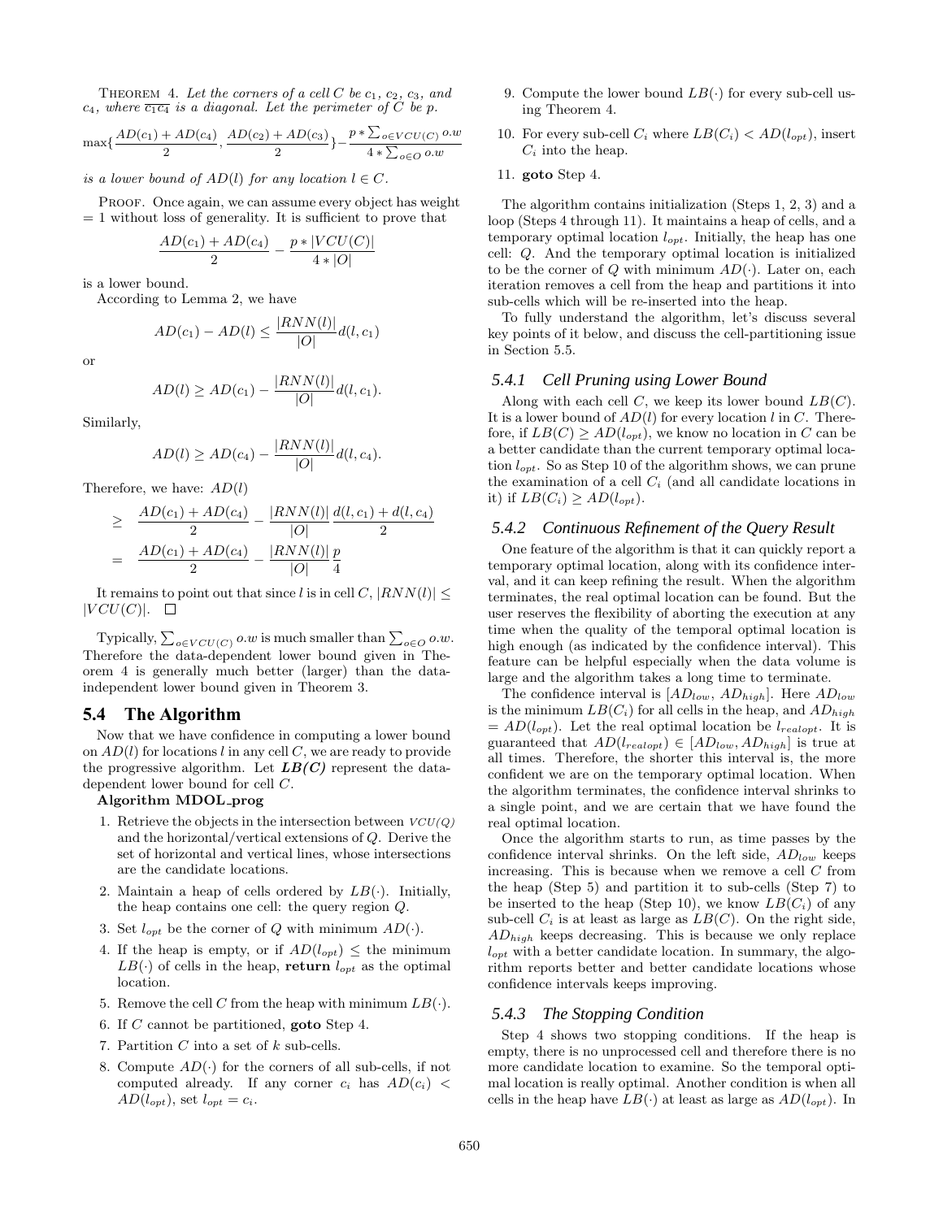THEOREM 4. *Let the corners of a cell $C$ be $c_1$, $c_2$, $c_3$, and $c_4$, where $\overline{c_1c_4}$ is a diagonal. Let the perimeter of $C$ be $p$.*

$$\max\{\frac{AD(c_1)+AD(c_4)}{2}, \frac{AD(c_2)+AD(c_3)}{2}\} - \frac{p * \sum_{o \in VCU(C)} o.w}{4 * \sum_{o \in O} o.w}$$

*is a lower bound of $AD(l)$ for any location $l \in C$.*

PROOF. Once again, we can assume every object has weight $= 1$ without loss of generality. It is sufficient to prove that

$$\frac{AD(c_1)+AD(c_4)}{2} - \frac{p * |VCU(C)|}{4 * |O|}$$

is a lower bound.

According to Lemma 2, we have

$$AD(c_1) - AD(l) \leq \frac{|RNN(l)|}{|O|} d(l, c_1)$$

or

$$AD(l) \geq AD(c_1) - \frac{|RNN(l)|}{|O|} d(l, c_1).$$

Similarly,

$$AD(l) \geq AD(c_4) - \frac{|RNN(l)|}{|O|} d(l, c_4).$$

Therefore, we have: $AD(l)$

$$\begin{aligned} &\geq \frac{AD(c_1)+AD(c_4)}{2} - \frac{|RNN(l)|}{|O|} \frac{d(l,c_1)+d(l,c_4)}{2} \\ &= \frac{AD(c_1)+AD(c_4)}{2} - \frac{|RNN(l)|}{|O|} \frac{p}{4} \end{aligned}$$

It remains to point out that since $l$ is in cell $C$, $|RNN(l)| \leq |VCU(C)|$. □

Typically, $\sum_{o \in VCU(C)} o.w$ is much smaller than $\sum_{o \in O} o.w$. Therefore the data-dependent lower bound given in Theorem 4 is generally much better (larger) than the data-independent lower bound given in Theorem 3.

## 5.4 The Algorithm

Now that we have confidence in computing a lower bound on $AD(l)$ for locations $l$ in any cell $C$, we are ready to provide the progressive algorithm. Let ***LB(C)*** represent the data-dependent lower bound for cell $C$.

**Algorithm MDOL_prog**

1. Retrieve the objects in the intersection between *VCU(Q)* and the horizontal/vertical extensions of $Q$. Derive the set of horizontal and vertical lines, whose intersections are the candidate locations.
2. Maintain a heap of cells ordered by $LB(\cdot)$. Initially, the heap contains one cell: the query region $Q$.
3. Set $l_{opt}$ be the corner of $Q$ with minimum $AD(\cdot)$.
4. If the heap is empty, or if $AD(l_{opt}) \leq$ the minimum $LB(\cdot)$ of cells in the heap, **return** $l_{opt}$ as the optimal location.
5. Remove the cell $C$ from the heap with minimum $LB(\cdot)$.
6. If $C$ cannot be partitioned, **goto** Step 4.
7. Partition $C$ into a set of $k$ sub-cells.
8. Compute $AD(\cdot)$ for the corners of all sub-cells, if not computed already. If any corner $c_i$ has $AD(c_i) < AD(l_{opt})$, set $l_{opt} = c_i$.
9. Compute the lower bound $LB(\cdot)$ for every sub-cell using Theorem 4.
10. For every sub-cell $C_i$ where $LB(C_i) < AD(l_{opt})$, insert $C_i$ into the heap.
11. **goto** Step 4.

The algorithm contains initialization (Steps 1, 2, 3) and a loop (Steps 4 through 11). It maintains a heap of cells, and a temporary optimal location $l_{opt}$. Initially, the heap has one cell: $Q$. And the temporary optimal location is initialized to be the corner of $Q$ with minimum $AD(\cdot)$. Later on, each iteration removes a cell from the heap and partitions it into sub-cells which will be re-inserted into the heap.

To fully understand the algorithm, let's discuss several key points of it below, and discuss the cell-partitioning issue in Section 5.5.

### 5.4.1 Cell Pruning using Lower Bound

Along with each cell $C$, we keep its lower bound $LB(C)$. It is a lower bound of $AD(l)$ for every location $l$ in $C$. Therefore, if $LB(C) \geq AD(l_{opt})$, we know no location in $C$ can be a better candidate than the current temporary optimal location $l_{opt}$. So as Step 10 of the algorithm shows, we can prune the examination of a cell $C_i$ (and all candidate locations in it) if $LB(C_i) \geq AD(l_{opt})$.

### 5.4.2 Continuous Refinement of the Query Result

One feature of the algorithm is that it can quickly report a temporary optimal location, along with its confidence interval, and it can keep refining the result. When the algorithm terminates, the real optimal location can be found. But the user reserves the flexibility of aborting the execution at any time when the quality of the temporal optimal location is high enough (as indicated by the confidence interval). This feature can be helpful especially when the data volume is large and the algorithm takes a long time to terminate.

The confidence interval is $[AD_{low}, AD_{high}]$. Here $AD_{low}$ is the minimum $LB(C_i)$ for all cells in the heap, and $AD_{high} = AD(l_{opt})$. Let the real optimal location be $l_{realopt}$. It is guaranteed that $AD(l_{realopt}) \in [AD_{low}, AD_{high}]$ is true at all times. Therefore, the shorter this interval is, the more confident we are on the temporary optimal location. When the algorithm terminates, the confidence interval shrinks to a single point, and we are certain that we have found the real optimal location.

Once the algorithm starts to run, as time passes by the confidence interval shrinks. On the left side, $AD_{low}$ keeps increasing. This is because when we remove a cell $C$ from the heap (Step 5) and partition it to sub-cells (Step 7) to be inserted to the heap (Step 10), we know $LB(C_i)$ of any sub-cell $C_i$ is at least as large as $LB(C)$. On the right side, $AD_{high}$ keeps decreasing. This is because we only replace $l_{opt}$ with a better candidate location. In summary, the algorithm reports better and better candidate locations whose confidence intervals keeps improving.

### 5.4.3 The Stopping Condition

Step 4 shows two stopping conditions. If the heap is empty, there is no unprocessed cell and therefore there is no more candidate location to examine. So the temporal optimal location is really optimal. Another condition is when all cells in the heap have $LB(\cdot)$ at least as large as $AD(l_{opt})$. In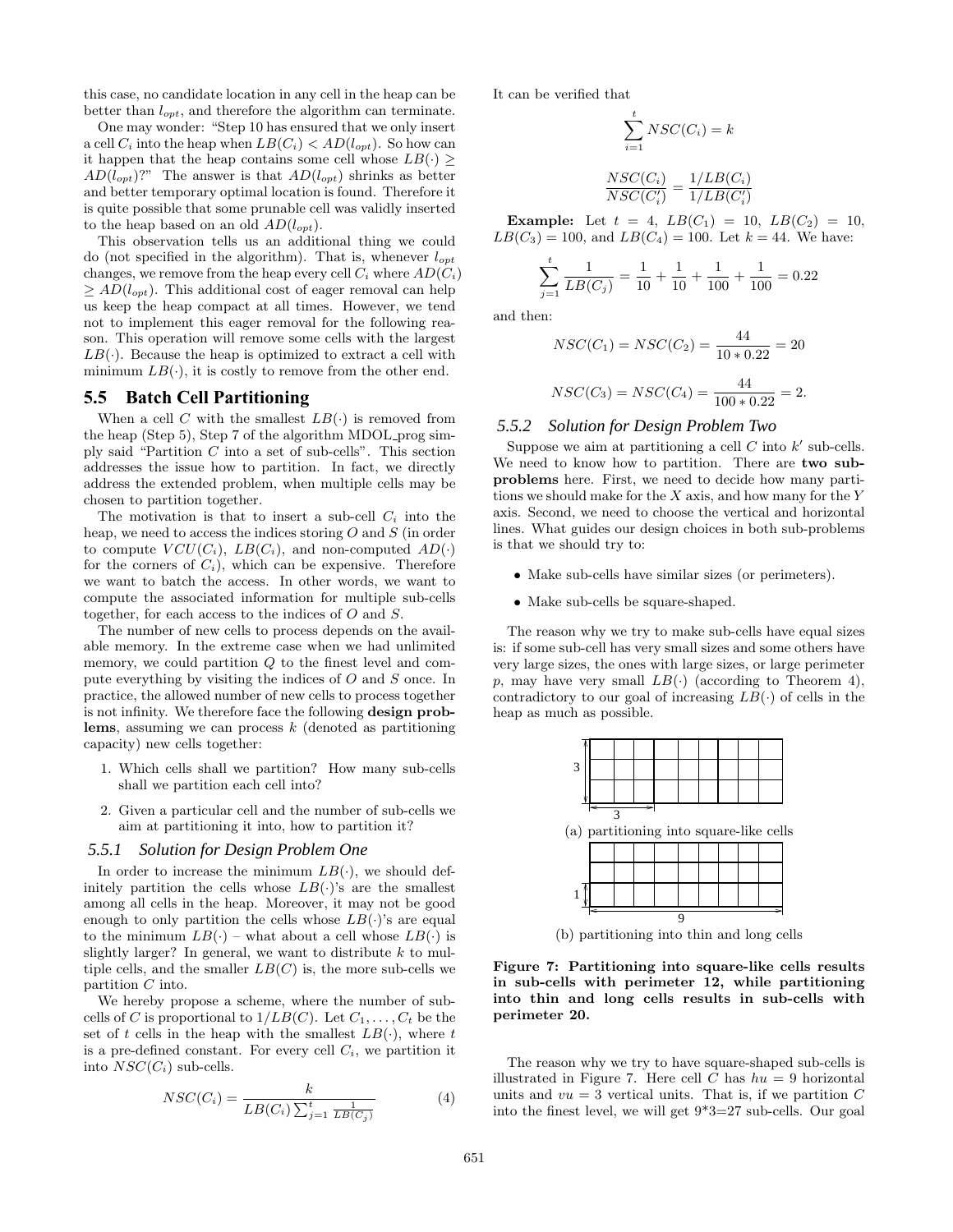this case, no candidate location in any cell in the heap can be better than $l_{opt}$, and therefore the algorithm can terminate.

One may wonder: "Step 10 has ensured that we only insert a cell $C_i$ into the heap when $LB(C_i) < AD(l_{opt})$. So how can it happen that the heap contains some cell whose $LB(\cdot) \geq AD(l_{opt})$?" The answer is that $AD(l_{opt})$ shrinks as better and better temporary optimal location is found. Therefore it is quite possible that some prunable cell was validly inserted to the heap based on an old $AD(l_{opt})$.

This observation tells us an additional thing we could do (not specified in the algorithm). That is, whenever $l_{opt}$ changes, we remove from the heap every cell $C_i$ where $AD(C_i) \geq AD(l_{opt})$. This additional cost of eager removal can help us keep the heap compact at all times. However, we tend not to implement this eager removal for the following reason. This operation will remove some cells with the largest $LB(\cdot)$. Because the heap is optimized to extract a cell with minimum $LB(\cdot)$, it is costly to remove from the other end.

## 5.5 Batch Cell Partitioning

When a cell $C$ with the smallest $LB(\cdot)$ is removed from the heap (Step 5), Step 7 of the algorithm MDOL_prog simply said "Partition $C$ into a set of sub-cells". This section addresses the issue how to partition. In fact, we directly address the extended problem, when multiple cells may be chosen to partition together.

The motivation is that to insert a sub-cell $C_i$ into the heap, we need to access the indices storing $O$ and $S$ (in order to compute $VCU(C_i)$, $LB(C_i)$, and non-computed $AD(\cdot)$ for the corners of $C_i$), which can be expensive. Therefore we want to batch the access. In other words, we want to compute the associated information for multiple sub-cells together, for each access to the indices of $O$ and $S$.

The number of new cells to process depends on the available memory. In the extreme case when we had unlimited memory, we could partition $Q$ to the finest level and compute everything by visiting the indices of $O$ and $S$ once. In practice, the allowed number of new cells to process together is not infinity. We therefore face the following **design problems**, assuming we can process $k$ (denoted as partitioning capacity) new cells together:

1. Which cells shall we partition? How many sub-cells shall we partition each cell into?
2. Given a particular cell and the number of sub-cells we aim at partitioning it into, how to partition it?

### 5.5.1 Solution for Design Problem One

In order to increase the minimum $LB(\cdot)$, we should definitely partition the cells whose $LB(\cdot)$'s are the smallest among all cells in the heap. Moreover, it may not be good enough to only partition the cells whose $LB(\cdot)$'s are equal to the minimum $LB(\cdot)$ – what about a cell whose $LB(\cdot)$ is slightly larger? In general, we want to distribute $k$ to multiple cells, and the smaller $LB(C)$ is, the more sub-cells we partition $C$ into.

We hereby propose a scheme, where the number of sub-cells of $C$ is proportional to $1/LB(C)$. Let $C_1, \ldots, C_t$ be the set of $t$ cells in the heap with the smallest $LB(\cdot)$, where $t$ is a pre-defined constant. For every cell $C_i$, we partition it into $NSC(C_i)$ sub-cells.

$$NSC(C_i) = \frac{k}{LB(C_i)\sum_{j=1}^{t}\frac{1}{LB(C_j)}} \quad (4)$$

It can be verified that

$$\sum_{i=1}^{t} NSC(C_i) = k$$

$$\frac{NSC(C_i)}{NSC(C_i')} = \frac{1/LB(C_i)}{1/LB(C_i')}$$

**Example:** Let $t = 4$, $LB(C_1) = 10$, $LB(C_2) = 10$, $LB(C_3) = 100$, and $LB(C_4) = 100$. Let $k = 44$. We have:

$$\sum_{j=1}^{t}\frac{1}{LB(C_j)} = \frac{1}{10} + \frac{1}{10} + \frac{1}{100} + \frac{1}{100} = 0.22$$

and then:

$$NSC(C_1) = NSC(C_2) = \frac{44}{10 * 0.22} = 20$$

$$NSC(C_3) = NSC(C_4) = \frac{44}{100 * 0.22} = 2.$$

### 5.5.2 Solution for Design Problem Two

Suppose we aim at partitioning a cell $C$ into $k'$ sub-cells. We need to know how to partition. There are **two subproblems** here. First, we need to decide how many partitions we should make for the $X$ axis, and how many for the $Y$ axis. Second, we need to choose the vertical and horizontal lines. What guides our design choices in both sub-problems is that we should try to:

- Make sub-cells have similar sizes (or perimeters).
- Make sub-cells be square-shaped.

The reason why we try to make sub-cells have equal sizes is: if some sub-cell has very small sizes and some others have very large sizes, the ones with large sizes, or large perimeter $p$, may have very small $LB(\cdot)$ (according to Theorem 4), contradictory to our goal of increasing $LB(\cdot)$ of cells in the heap as much as possible.

(a) partitioning into square-like cells

(b) partitioning into thin and long cells

**Figure 7: Partitioning into square-like cells results in sub-cells with perimeter 12, while partitioning into thin and long cells results in sub-cells with perimeter 20.**

The reason why we try to have square-shaped sub-cells is illustrated in Figure 7. Here cell $C$ has $hu = 9$ horizontal units and $vu = 3$ vertical units. That is, if we partition $C$ into the finest level, we will get 9*3=27 sub-cells. Our goal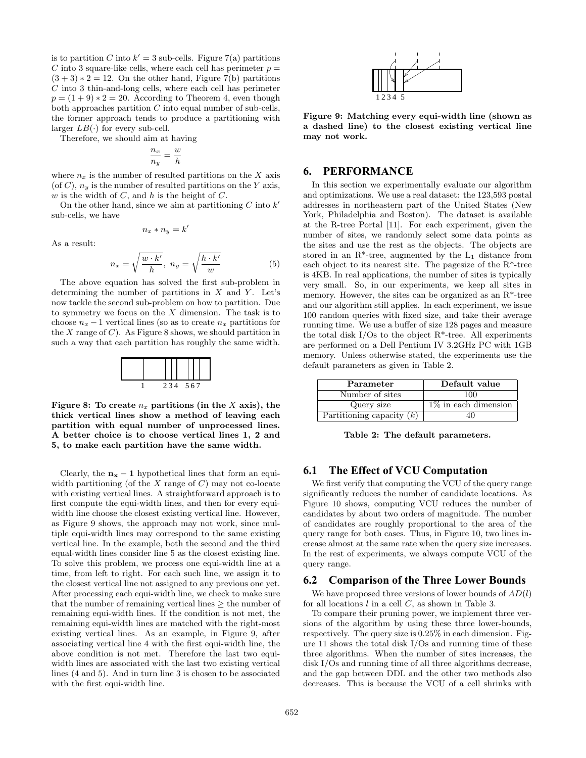is to partition $C$ into $k' = 3$ sub-cells. Figure 7(a) partitions $C$ into 3 square-like cells, where each cell has perimeter $p = (3+3)*2 = 12$. On the other hand, Figure 7(b) partitions $C$ into 3 thin-and-long cells, where each cell has perimeter $p = (1+9)*2 = 20$. According to Theorem 4, even though both approaches partition $C$ into equal number of sub-cells, the former approach tends to produce a partitioning with larger $LB(\cdot)$ for every sub-cell.

Therefore, we should aim at having

$$\frac{n_x}{n_y} = \frac{w}{h}$$

where $n_x$ is the number of resulted partitions on the $X$ axis (of $C$), $n_y$ is the number of resulted partitions on the $Y$ axis, $w$ is the width of $C$, and $h$ is the height of $C$.

On the other hand, since we aim at partitioning $C$ into $k'$ sub-cells, we have

$$n_x * n_y = k'$$

As a result:

$$n_x = \sqrt{\frac{w \cdot k'}{h}},\ n_y = \sqrt{\frac{h \cdot k'}{w}} \tag{5}$$

The above equation has solved the first sub-problem in determining the number of partitions in $X$ and $Y$. Let's now tackle the second sub-problem on how to partition. Due to symmetry we focus on the $X$ dimension. The task is to choose $n_x - 1$ vertical lines (so as to create $n_x$ partitions for the $X$ range of $C$). As Figure 8 shows, we should partition in such a way that each partition has roughly the same width.

**Figure 8: To create $n_x$ partitions (in the $X$ axis), the thick vertical lines show a method of leaving each partition with equal number of unprocessed lines. A better choice is to choose vertical lines 1, 2 and 5, to make each partition have the same width.**

Clearly, the $\mathbf{n_x - 1}$ hypothetical lines that form an equi-width partitioning (of the $X$ range of $C$) may not co-locate with existing vertical lines. A straightforward approach is to first compute the equi-width lines, and then for every equi-width line choose the closest existing vertical line. However, as Figure 9 shows, the approach may not work, since multiple equi-width lines may correspond to the same existing vertical line. In the example, both the second and the third equal-width lines consider line 5 as the closest existing line. To solve this problem, we process one equi-width line at a time, from left to right. For each such line, we assign it to the closest vertical line not assigned to any previous one yet. After processing each equi-width line, we check to make sure that the number of remaining vertical lines $\geq$ the number of remaining equi-width lines. If the condition is not met, the remaining equi-width lines are matched with the right-most existing vertical lines. As an example, in Figure 9, after associating vertical line 4 with the first equi-width line, the above condition is not met. Therefore the last two equi-width lines are associated with the last two existing vertical lines (4 and 5). And in turn line 3 is chosen to be associated with the first equi-width line.

**Figure 9: Matching every equi-width line (shown as a dashed line) to the closest existing vertical line may not work.**

## 6. PERFORMANCE

In this section we experimentally evaluate our algorithm and optimizations. We use a real dataset: the 123,593 postal addresses in northeastern part of the United States (New York, Philadelphia and Boston). The dataset is available at the R-tree Portal [11]. For each experiment, given the number of sites, we randomly select some data points as the sites and use the rest as the objects. The objects are stored in an R*-tree, augmented by the $L_1$ distance from each object to its nearest site. The pagesize of the R*-tree is 4KB. In real applications, the number of sites is typically very small. So, in our experiments, we keep all sites in memory. However, the sites can be organized as an R*-tree and our algorithm still applies. In each experiment, we issue 100 random queries with fixed size, and take their average running time. We use a buffer of size 128 pages and measure the total disk I/Os to the object R*-tree. All experiments are performed on a Dell Pentium IV 3.2GHz PC with 1GB memory. Unless otherwise stated, the experiments use the default parameters as given in Table 2.

| Parameter | Default value |
|---|---|
| Number of sites | 100 |
| Query size | 1% in each dimension |
| Partitioning capacity ($k$) | 40 |

**Table 2: The default parameters.**

### 6.1 The Effect of VCU Computation

We first verify that computing the VCU of the query range significantly reduces the number of candidate locations. As Figure 10 shows, computing VCU reduces the number of candidates by about two orders of magnitude. The number of candidates are roughly proportional to the area of the query range for both cases. Thus, in Figure 10, two lines increase almost at the same rate when the query size increases. In the rest of experiments, we always compute VCU of the query range.

### 6.2 Comparison of the Three Lower Bounds

We have proposed three versions of lower bounds of $AD(l)$ for all locations $l$ in a cell $C$, as shown in Table 3.

To compare their pruning power, we implement three versions of the algorithm by using these three lower-bounds, respectively. The query size is 0.25% in each dimension. Figure 11 shows the total disk I/Os and running time of these three algorithms. When the number of sites increases, the disk I/Os and running time of all three algorithms decrease, and the gap between DDL and the other two methods also decreases. This is because the VCU of a cell shrinks with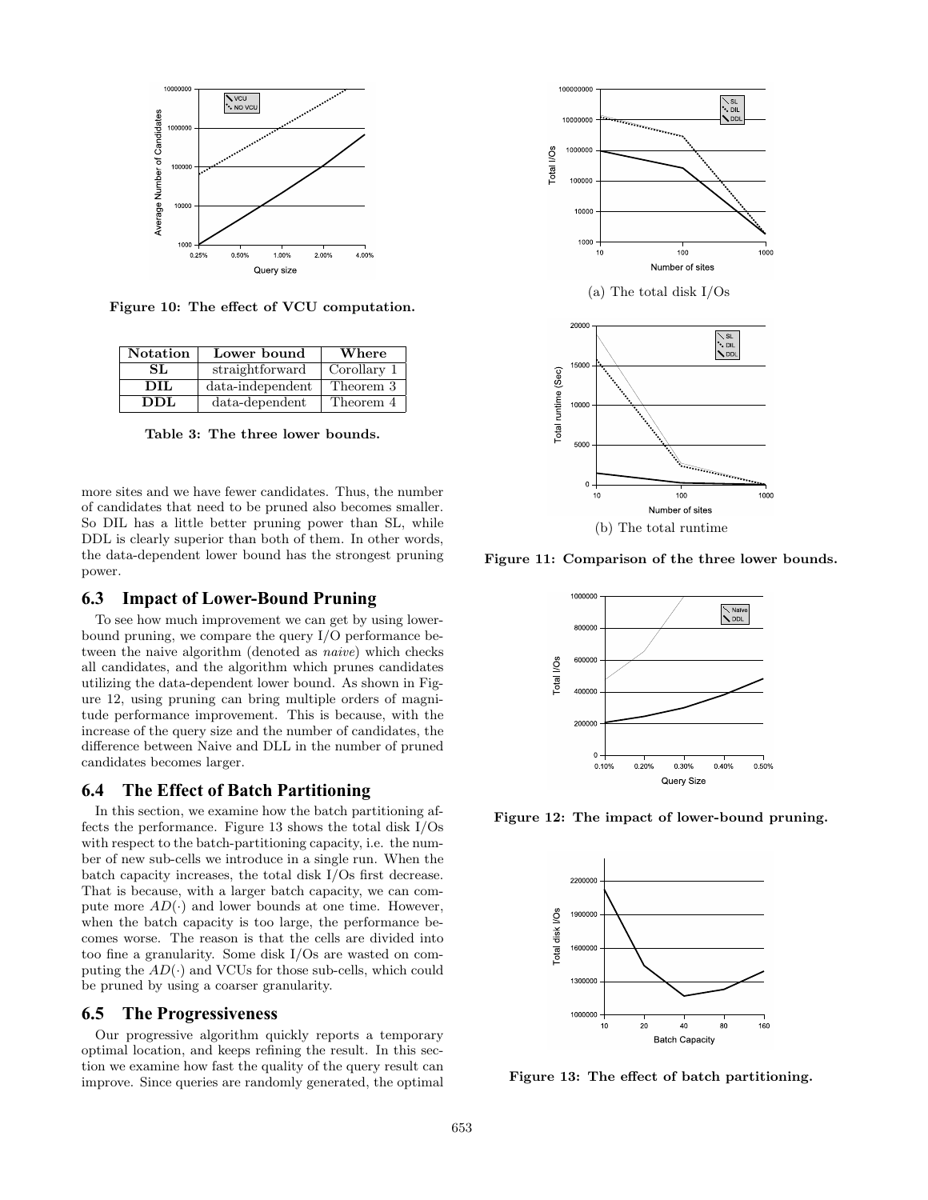Figure 10: The effect of VCU computation.

| Notation | Lower bound | Where |
|---|---|---|
| SL | straightforward | Corollary 1 |
| DIL | data-independent | Theorem 3 |
| DDL | data-dependent | Theorem 4 |

Table 3: The three lower bounds.

more sites and we have fewer candidates. Thus, the number of candidates that need to be pruned also becomes smaller. So DIL has a little better pruning power than SL, while DDL is clearly superior than both of them. In other words, the data-dependent lower bound has the strongest pruning power.

### 6.3 Impact of Lower-Bound Pruning

To see how much improvement we can get by using lower-bound pruning, we compare the query I/O performance between the naive algorithm (denoted as *naive*) which checks all candidates, and the algorithm which prunes candidates utilizing the data-dependent lower bound. As shown in Figure 12, using pruning can bring multiple orders of magnitude performance improvement. This is because, with the increase of the query size and the number of candidates, the difference between Naive and DLL in the number of pruned candidates becomes larger.

### 6.4 The Effect of Batch Partitioning

In this section, we examine how the batch partitioning affects the performance. Figure 13 shows the total disk I/Os with respect to the batch-partitioning capacity, i.e. the number of new sub-cells we introduce in a single run. When the batch capacity increases, the total disk I/Os first decrease. That is because, with a larger batch capacity, we can compute more $AD(\cdot)$ and lower bounds at one time. However, when the batch capacity is too large, the performance becomes worse. The reason is that the cells are divided into too fine a granularity. Some disk I/Os are wasted on computing the $AD(\cdot)$ and VCUs for those sub-cells, which could be pruned by using a coarser granularity.

### 6.5 The Progressiveness

Our progressive algorithm quickly reports a temporary optimal location, and keeps refining the result. In this section we examine how fast the quality of the query result can improve. Since queries are randomly generated, the optimal

(a) The total disk I/Os

(b) The total runtime

Figure 11: Comparison of the three lower bounds.

Figure 12: The impact of lower-bound pruning.

Figure 13: The effect of batch partitioning.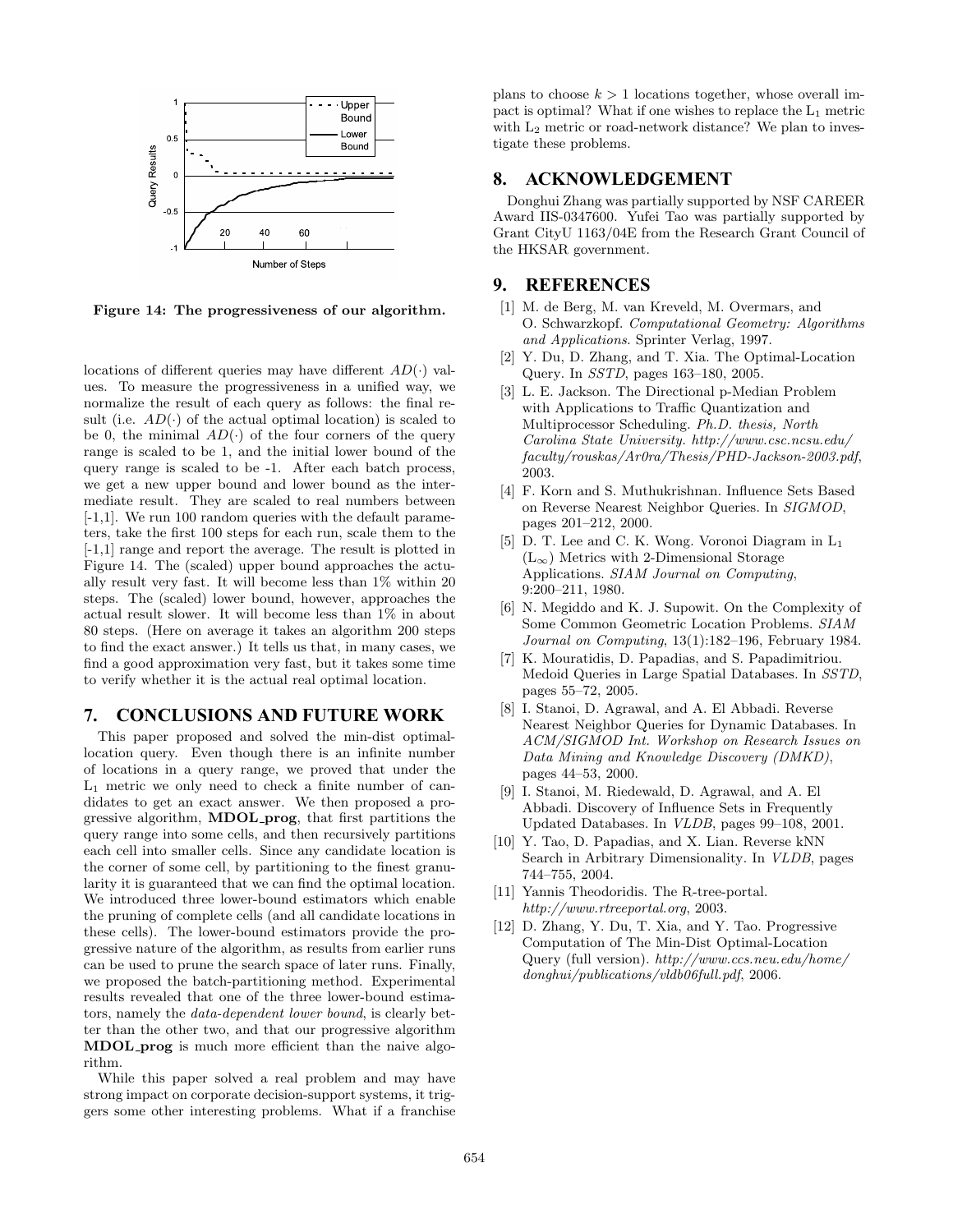1

0.5

0

-0.5

-1

Query Results

Upper Bound

Lower Bound

20

40

60

Number of Steps

**Figure 14: The progressiveness of our algorithm.**

locations of different queries may have different $AD(\cdot)$ values. To measure the progressiveness in a unified way, we normalize the result of each query as follows: the final result (i.e. $AD(\cdot)$ of the actual optimal location) is scaled to be 0, the minimal $AD(\cdot)$ of the four corners of the query range is scaled to be 1, and the initial lower bound of the query range is scaled to be -1. After each batch process, we get a new upper bound and lower bound as the intermediate result. They are scaled to real numbers between [-1,1]. We run 100 random queries with the default parameters, take the first 100 steps for each run, scale them to the [-1,1] range and report the average. The result is plotted in Figure 14. The (scaled) upper bound approaches the actually result very fast. It will become less than 1% within 20 steps. The (scaled) lower bound, however, approaches the actual result slower. It will become less than 1% in about 80 steps. (Here on average it takes an algorithm 200 steps to find the exact answer.) It tells us that, in many cases, we find a good approximation very fast, but it takes some time to verify whether it is the actual real optimal location.

## 7. CONCLUSIONS AND FUTURE WORK

This paper proposed and solved the min-dist optimal-location query. Even though there is an infinite number of locations in a query range, we proved that under the $L_1$ metric we only need to check a finite number of candidates to get an exact answer. We then proposed a progressive algorithm, **MDOL_prog**, that first partitions the query range into some cells, and then recursively partitions each cell into smaller cells. Since any candidate location is the corner of some cell, by partitioning to the finest granularity it is guaranteed that we can find the optimal location. We introduced three lower-bound estimators which enable the pruning of complete cells (and all candidate locations in these cells). The lower-bound estimators provide the progressive nature of the algorithm, as results from earlier runs can be used to prune the search space of later runs. Finally, we proposed the batch-partitioning method. Experimental results revealed that one of the three lower-bound estimators, namely the *data-dependent lower bound*, is clearly better than the other two, and that our progressive algorithm **MDOL_prog** is much more efficient than the naive algorithm.

While this paper solved a real problem and may have strong impact on corporate decision-support systems, it triggers some other interesting problems. What if a franchise plans to choose $k > 1$ locations together, whose overall impact is optimal? What if one wishes to replace the $L_1$ metric with $L_2$ metric or road-network distance? We plan to investigate these problems.

## 8. ACKNOWLEDGEMENT

Donghui Zhang was partially supported by NSF CAREER Award IIS-0347600. Yufei Tao was partially supported by Grant CityU 1163/04E from the Research Grant Council of the HKSAR government.

## 9. REFERENCES

[1] M. de Berg, M. van Kreveld, M. Overmars, and O. Schwarzkopf. *Computational Geometry: Algorithms and Applications*. Sprinter Verlag, 1997.

[2] Y. Du, D. Zhang, and T. Xia. The Optimal-Location Query. In *SSTD*, pages 163–180, 2005.

[3] L. E. Jackson. The Directional p-Median Problem with Applications to Traffic Quantization and Multiprocessor Scheduling. *Ph.D. thesis, North Carolina State University. http://www.csc.ncsu.edu/faculty/rouskas/Ar0ra/Thesis/PHD-Jackson-2003.pdf*, 2003.

[4] F. Korn and S. Muthukrishnan. Influence Sets Based on Reverse Nearest Neighbor Queries. In *SIGMOD*, pages 201–212, 2000.

[5] D. T. Lee and C. K. Wong. Voronoi Diagram in $L_1$ ($L_\infty$) Metrics with 2-Dimensional Storage Applications. *SIAM Journal on Computing*, 9:200–211, 1980.

[6] N. Megiddo and K. J. Supowit. On the Complexity of Some Common Geometric Location Problems. *SIAM Journal on Computing*, 13(1):182–196, February 1984.

[7] K. Mouratidis, D. Papadias, and S. Papadimitriou. Medoid Queries in Large Spatial Databases. In *SSTD*, pages 55–72, 2005.

[8] I. Stanoi, D. Agrawal, and A. El Abbadi. Reverse Nearest Neighbor Queries for Dynamic Databases. In *ACM/SIGMOD Int. Workshop on Research Issues on Data Mining and Knowledge Discovery (DMKD)*, pages 44–53, 2000.

[9] I. Stanoi, M. Riedewald, D. Agrawal, and A. El Abbadi. Discovery of Influence Sets in Frequently Updated Databases. In *VLDB*, pages 99–108, 2001.

[10] Y. Tao, D. Papadias, and X. Lian. Reverse kNN Search in Arbitrary Dimensionality. In *VLDB*, pages 744–755, 2004.

[11] Yannis Theodoridis. The R-tree-portal. *http://www.rtreeportal.org*, 2003.

[12] D. Zhang, Y. Du, T. Xia, and Y. Tao. Progressive Computation of The Min-Dist Optimal-Location Query (full version). *http://www.ccs.neu.edu/home/donghui/publications/vldb06full.pdf*, 2006.